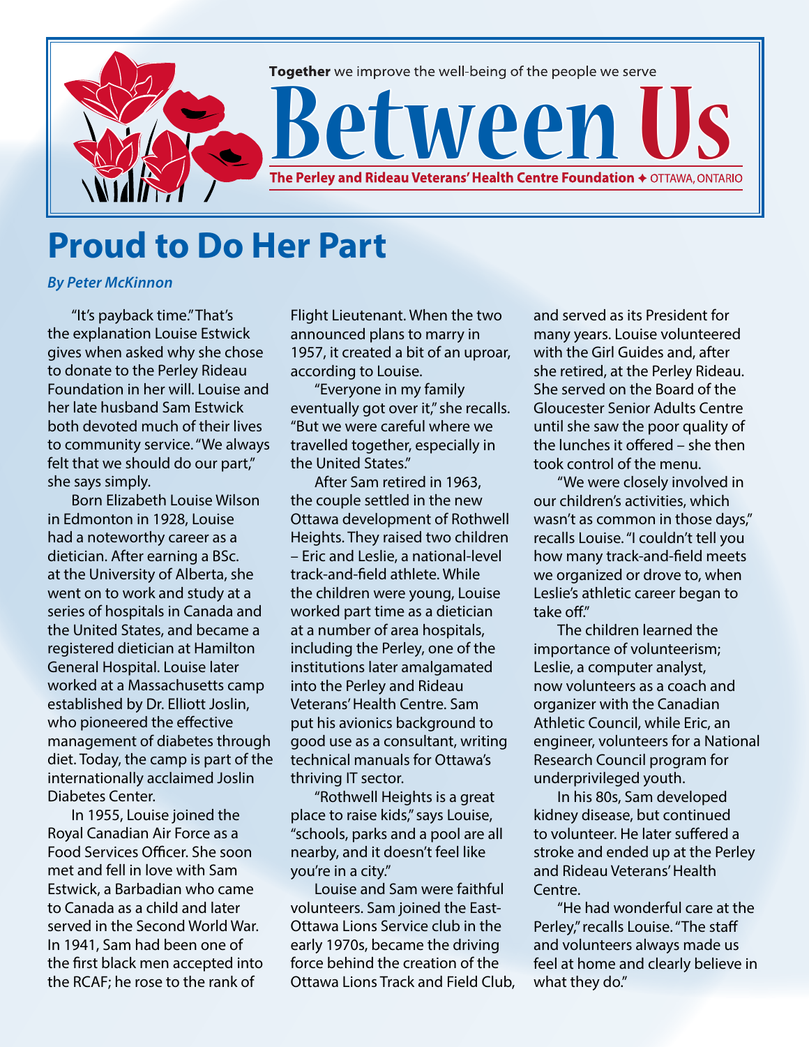**Together** we improve the well-being of the people we serve

# Between Us

**The Perley and Rideau Veterans' Health Centre Foundation** ✦ OTTAWA, ONTARIO

## Proud to Do Her Part

***By Peter McKinnon***

"It's payback time." That's the explanation Louise Estwick gives when asked why she chose to donate to the Perley Rideau Foundation in her will. Louise and her late husband Sam Estwick both devoted much of their lives to community service. "We always felt that we should do our part," she says simply.

Born Elizabeth Louise Wilson in Edmonton in 1928, Louise had a noteworthy career as a dietician. After earning a BSc. at the University of Alberta, she went on to work and study at a series of hospitals in Canada and the United States, and became a registered dietician at Hamilton General Hospital. Louise later worked at a Massachusetts camp established by Dr. Elliott Joslin, who pioneered the effective management of diabetes through diet. Today, the camp is part of the internationally acclaimed Joslin Diabetes Center.

In 1955, Louise joined the Royal Canadian Air Force as a Food Services Officer. She soon met and fell in love with Sam Estwick, a Barbadian who came to Canada as a child and later served in the Second World War. In 1941, Sam had been one of the first black men accepted into the RCAF; he rose to the rank of Flight Lieutenant. When the two announced plans to marry in 1957, it created a bit of an uproar, according to Louise.

"Everyone in my family eventually got over it," she recalls. "But we were careful where we travelled together, especially in the United States."

After Sam retired in 1963, the couple settled in the new Ottawa development of Rothwell Heights. They raised two children – Eric and Leslie, a national-level track-and-field athlete. While the children were young, Louise worked part time as a dietician at a number of area hospitals, including the Perley, one of the institutions later amalgamated into the Perley and Rideau Veterans' Health Centre. Sam put his avionics background to good use as a consultant, writing technical manuals for Ottawa's thriving IT sector.

"Rothwell Heights is a great place to raise kids," says Louise, "schools, parks and a pool are all nearby, and it doesn't feel like you're in a city."

Louise and Sam were faithful volunteers. Sam joined the East-Ottawa Lions Service club in the early 1970s, became the driving force behind the creation of the Ottawa Lions Track and Field Club, and served as its President for many years. Louise volunteered with the Girl Guides and, after she retired, at the Perley Rideau. She served on the Board of the Gloucester Senior Adults Centre until she saw the poor quality of the lunches it offered – she then took control of the menu.

"We were closely involved in our children's activities, which wasn't as common in those days," recalls Louise. "I couldn't tell you how many track-and-field meets we organized or drove to, when Leslie's athletic career began to take off."

The children learned the importance of volunteerism; Leslie, a computer analyst, now volunteers as a coach and organizer with the Canadian Athletic Council, while Eric, an engineer, volunteers for a National Research Council program for underprivileged youth.

In his 80s, Sam developed kidney disease, but continued to volunteer. He later suffered a stroke and ended up at the Perley and Rideau Veterans' Health Centre.

"He had wonderful care at the Perley," recalls Louise. "The staff and volunteers always made us feel at home and clearly believe in what they do."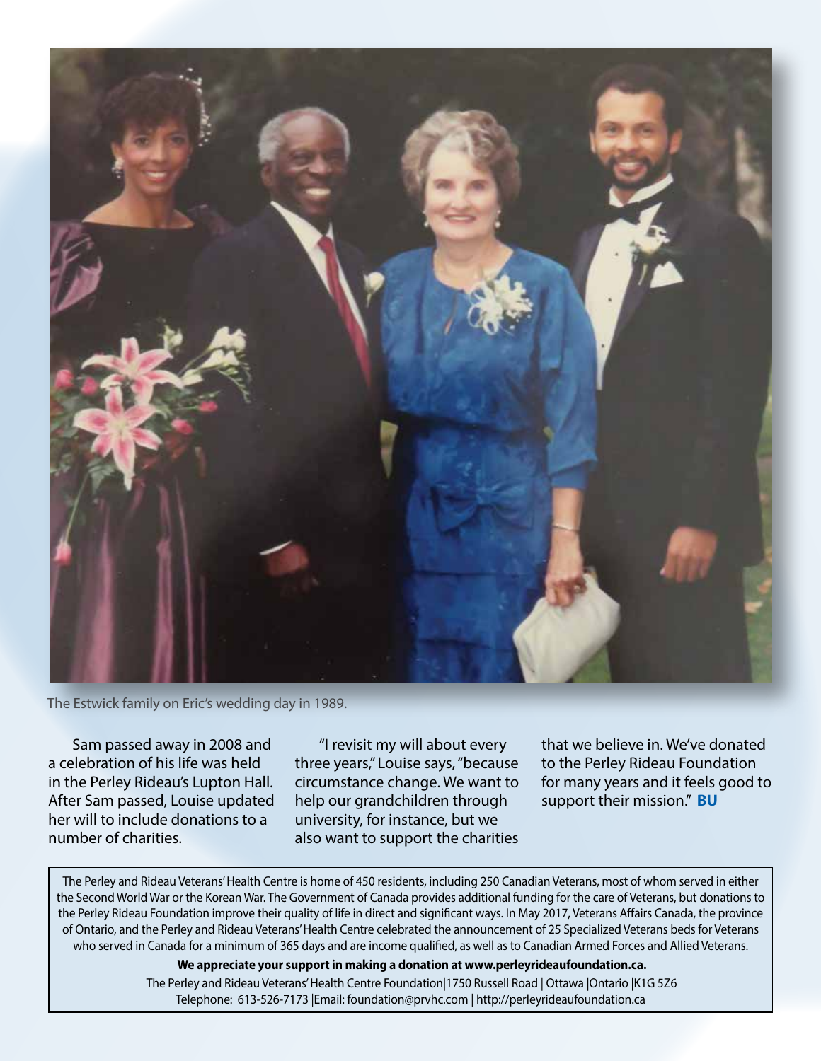The Estwick family on Eric's wedding day in 1989.

Sam passed away in 2008 and a celebration of his life was held in the Perley Rideau's Lupton Hall. After Sam passed, Louise updated her will to include donations to a number of charities.

"I revisit my will about every three years," Louise says, "because circumstance change. We want to help our grandchildren through university, for instance, but we also want to support the charities that we believe in. We've donated to the Perley Rideau Foundation for many years and it feels good to support their mission." **BU**

The Perley and Rideau Veterans' Health Centre is home of 450 residents, including 250 Canadian Veterans, most of whom served in either the Second World War or the Korean War. The Government of Canada provides additional funding for the care of Veterans, but donations to the Perley Rideau Foundation improve their quality of life in direct and significant ways. In May 2017, Veterans Affairs Canada, the province of Ontario, and the Perley and Rideau Veterans' Health Centre celebrated the announcement of 25 Specialized Veterans beds for Veterans who served in Canada for a minimum of 365 days and are income qualified, as well as to Canadian Armed Forces and Allied Veterans.

**We appreciate your support in making a donation at www.perleyrideaufoundation.ca.**

The Perley and Rideau Veterans' Health Centre Foundation|1750 Russell Road | Ottawa |Ontario |K1G 5Z6
Telephone: 613-526-7173 |Email: foundation@prvhc.com | http://perleyrideaufoundation.ca